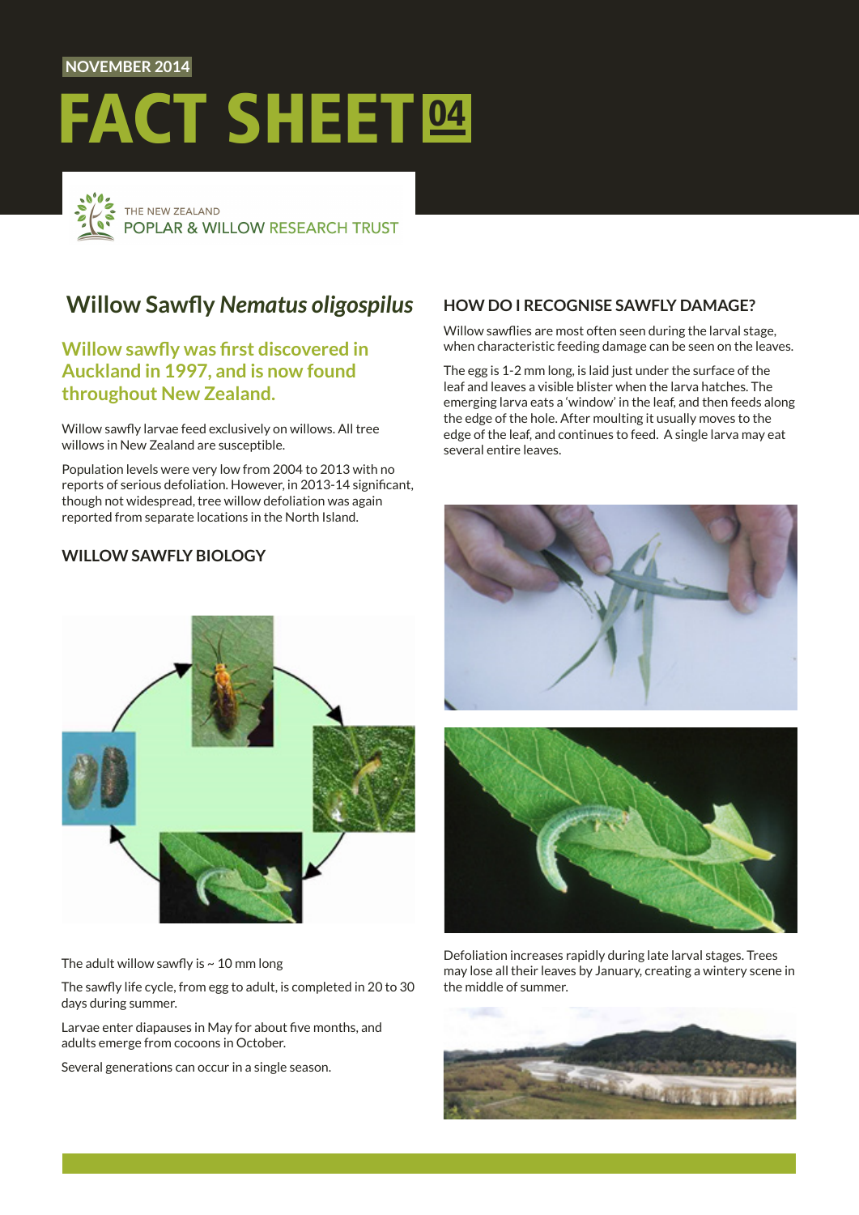NOVEMBER 2014

# FACT SHEET 04

THE NEW ZEALAND
POPLAR & WILLOW RESEARCH TRUST

## Willow Sawfly *Nematus oligospilus*

### Willow sawfly was first discovered in Auckland in 1997, and is now found throughout New Zealand.

Willow sawfly larvae feed exclusively on willows. All tree willows in New Zealand are susceptible.

Population levels were very low from 2004 to 2013 with no reports of serious defoliation. However, in 2013-14 significant, though not widespread, tree willow defoliation was again reported from separate locations in the North Island.

### WILLOW SAWFLY BIOLOGY

The adult willow sawfly is ~ 10 mm long

The sawfly life cycle, from egg to adult, is completed in 20 to 30 days during summer.

Larvae enter diapauses in May for about five months, and adults emerge from cocoons in October.

Several generations can occur in a single season.

### HOW DO I RECOGNISE SAWFLY DAMAGE?

Willow sawflies are most often seen during the larval stage, when characteristic feeding damage can be seen on the leaves.

The egg is 1-2 mm long, is laid just under the surface of the leaf and leaves a visible blister when the larva hatches. The emerging larva eats a 'window' in the leaf, and then feeds along the edge of the hole. After moulting it usually moves to the edge of the leaf, and continues to feed. A single larva may eat several entire leaves.

Defoliation increases rapidly during late larval stages. Trees may lose all their leaves by January, creating a wintery scene in the middle of summer.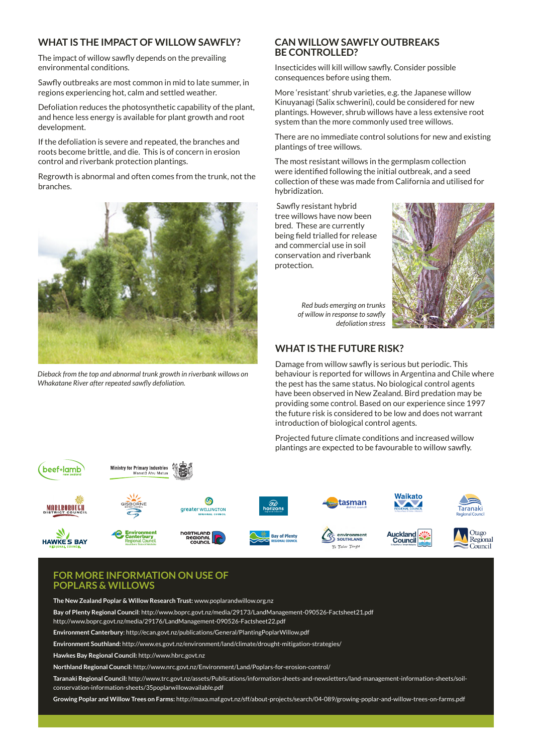## WHAT IS THE IMPACT OF WILLOW SAWFLY?

The impact of willow sawfly depends on the prevailing environmental conditions.

Sawfly outbreaks are most common in mid to late summer, in regions experiencing hot, calm and settled weather.

Defoliation reduces the photosynthetic capability of the plant, and hence less energy is available for plant growth and root development.

If the defoliation is severe and repeated, the branches and roots become brittle, and die. This is of concern in erosion control and riverbank protection plantings.

Regrowth is abnormal and often comes from the trunk, not the branches.

*Dieback from the top and abnormal trunk growth in riverbank willows on Whakatane River after repeated sawfly defoliation.*

## CAN WILLOW SAWFLY OUTBREAKS BE CONTROLLED?

Insecticides will kill willow sawfly. Consider possible consequences before using them.

More 'resistant' shrub varieties, e.g. the Japanese willow Kinuyanagi (Salix schwerini), could be considered for new plantings. However, shrub willows have a less extensive root system than the more commonly used tree willows.

There are no immediate control solutions for new and existing plantings of tree willows.

The most resistant willows in the germplasm collection were identified following the initial outbreak, and a seed collection of these was made from California and utilised for hybridization.

Sawfly resistant hybrid tree willows have now been bred. These are currently being field trialled for release and commercial use in soil conservation and riverbank protection.

*Red buds emerging on trunks of willow in response to sawfly defoliation stress*

## WHAT IS THE FUTURE RISK?

Damage from willow sawfly is serious but periodic. This behaviour is reported for willows in Argentina and Chile where the pest has the same status. No biological control agents have been observed in New Zealand. Bird predation may be providing some control. Based on our experience since 1997 the future risk is considered to be low and does not warrant introduction of biological control agents.

Projected future climate conditions and increased willow plantings are expected to be favourable to willow sawfly.

## FOR MORE INFORMATION ON USE OF POPLARS & WILLOWS

**The New Zealand Poplar & Willow Research Trust:** www.poplarandwillow.org.nz

**Bay of Plenty Regional Council**: http://www.boprc.govt.nz/media/29173/LandManagement-090526-Factsheet21.pdf
http://www.boprc.govt.nz/media/29176/LandManagement-090526-Factsheet22.pdf

**Environment Canterbury**: http://ecan.govt.nz/publications/General/PlantingPoplarWillow.pdf

**Environment Southland:** http://www.es.govt.nz/environment/land/climate/drought-mitigation-strategies/

**Hawkes Bay Regional Council:** http://www.hbrc.govt.nz

**Northland Regional Council:** http://www.nrc.govt.nz/Environment/Land/Poplars-for-erosion-control/

**Taranaki Regional Council:** http://www.trc.govt.nz/assets/Publications/information-sheets-and-newsletters/land-management-information-sheets/soil-conservation-information-sheets/35poplarwillowavailable.pdf

**Growing Poplar and Willow Trees on Farms:** http://maxa.maf.govt.nz/sff/about-projects/search/04-089/growing-poplar-and-willow-trees-on-farms.pdf